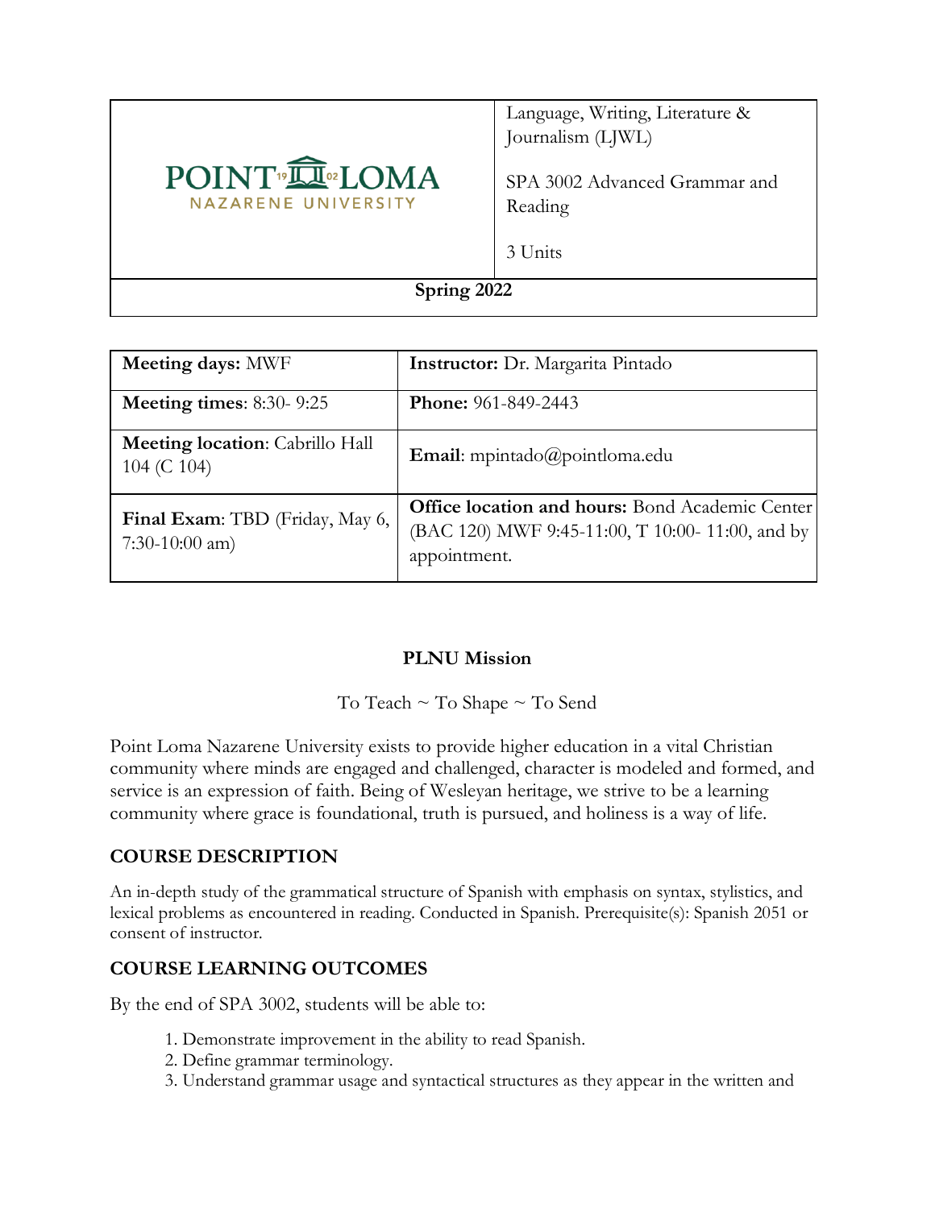| POINT LOMA NAZARENE UNIVERSITY | Language, Writing, Literature & Journalism (LJWL)<br><br>SPA 3002 Advanced Grammar and Reading<br><br>3 Units |
| --- | --- |
| **Spring 2022** | |

| **Meeting days:** MWF | **Instructor:** Dr. Margarita Pintado |
| --- | --- |
| **Meeting times**: 8:30- 9:25 | **Phone:** 961-849-2443 |
| **Meeting location**: Cabrillo Hall 104 (C 104) | **Email**: mpintado@pointloma.edu |
| **Final Exam**: TBD (Friday, May 6, 7:30-10:00 am) | **Office location and hours:** Bond Academic Center (BAC 120) MWF 9:45-11:00, T 10:00- 11:00, and by appointment. |

**PLNU Mission**

To Teach ~ To Shape ~ To Send

Point Loma Nazarene University exists to provide higher education in a vital Christian community where minds are engaged and challenged, character is modeled and formed, and service is an expression of faith. Being of Wesleyan heritage, we strive to be a learning community where grace is foundational, truth is pursued, and holiness is a way of life.

## COURSE DESCRIPTION

An in-depth study of the grammatical structure of Spanish with emphasis on syntax, stylistics, and lexical problems as encountered in reading. Conducted in Spanish. Prerequisite(s): Spanish 2051 or consent of instructor.

## COURSE LEARNING OUTCOMES

By the end of SPA 3002, students will be able to:

1. Demonstrate improvement in the ability to read Spanish.
2. Define grammar terminology.
3. Understand grammar usage and syntactical structures as they appear in the written and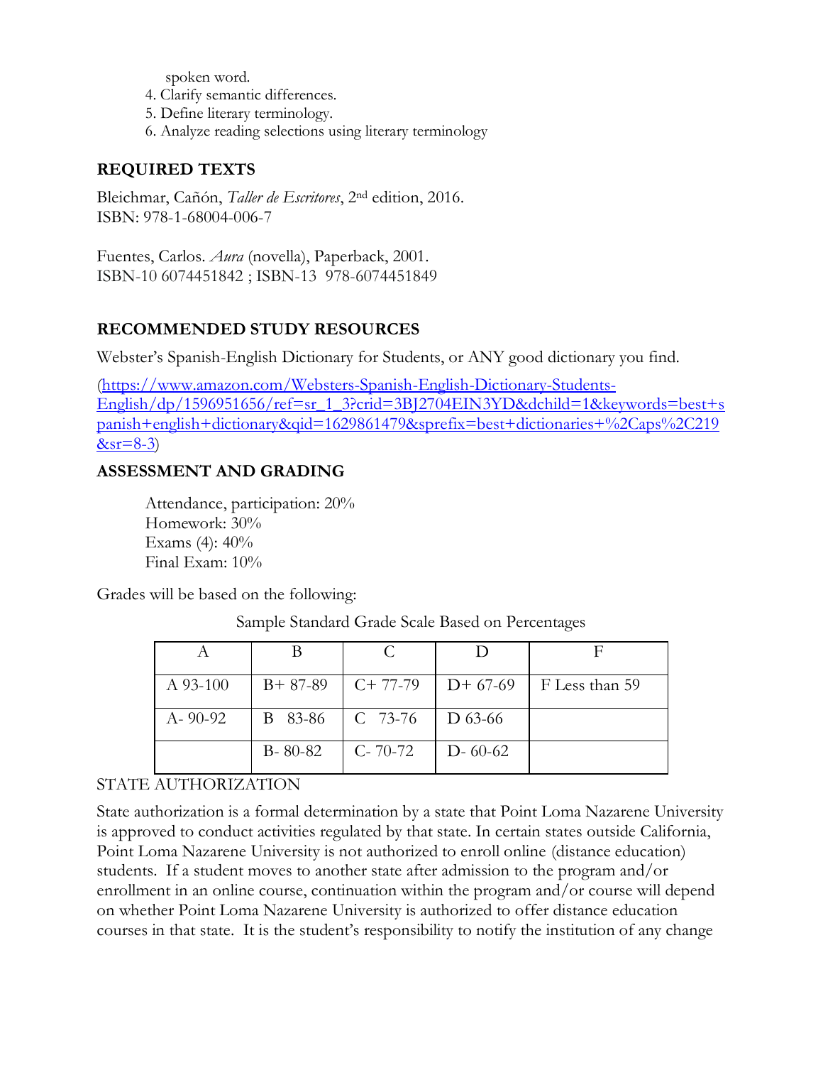spoken word.

4. Clarify semantic differences.
5. Define literary terminology.
6. Analyze reading selections using literary terminology

## REQUIRED TEXTS

Bleichmar, Cañón, *Taller de Escritores*, 2nd edition, 2016.
ISBN: 978-1-68004-006-7

Fuentes, Carlos. *Aura* (novella), Paperback, 2001.
ISBN-10 6074451842 ; ISBN-13 978-6074451849

## RECOMMENDED STUDY RESOURCES

Webster's Spanish-English Dictionary for Students, or ANY good dictionary you find.

(https://www.amazon.com/Websters-Spanish-English-Dictionary-Students-English/dp/1596951656/ref=sr_1_3?crid=3BJ2704EIN3YD&dchild=1&keywords=best+spanish+english+dictionary&qid=1629861479&sprefix=best+dictionaries+%2Caps%2C219&sr=8-3)

## ASSESSMENT AND GRADING

Attendance, participation: 20%
Homework: 30%
Exams (4): 40%
Final Exam: 10%

Grades will be based on the following:

Sample Standard Grade Scale Based on Percentages

| A | B | C | D | F |
|---|---|---|---|---|
| A 93-100 | B+ 87-89 | C+ 77-79 | D+ 67-69 | F Less than 59 |
| A- 90-92 | B 83-86 | C 73-76 | D 63-66 | |
| | B- 80-82 | C- 70-72 | D- 60-62 | |

STATE AUTHORIZATION

State authorization is a formal determination by a state that Point Loma Nazarene University is approved to conduct activities regulated by that state. In certain states outside California, Point Loma Nazarene University is not authorized to enroll online (distance education) students. If a student moves to another state after admission to the program and/or enrollment in an online course, continuation within the program and/or course will depend on whether Point Loma Nazarene University is authorized to offer distance education courses in that state. It is the student's responsibility to notify the institution of any change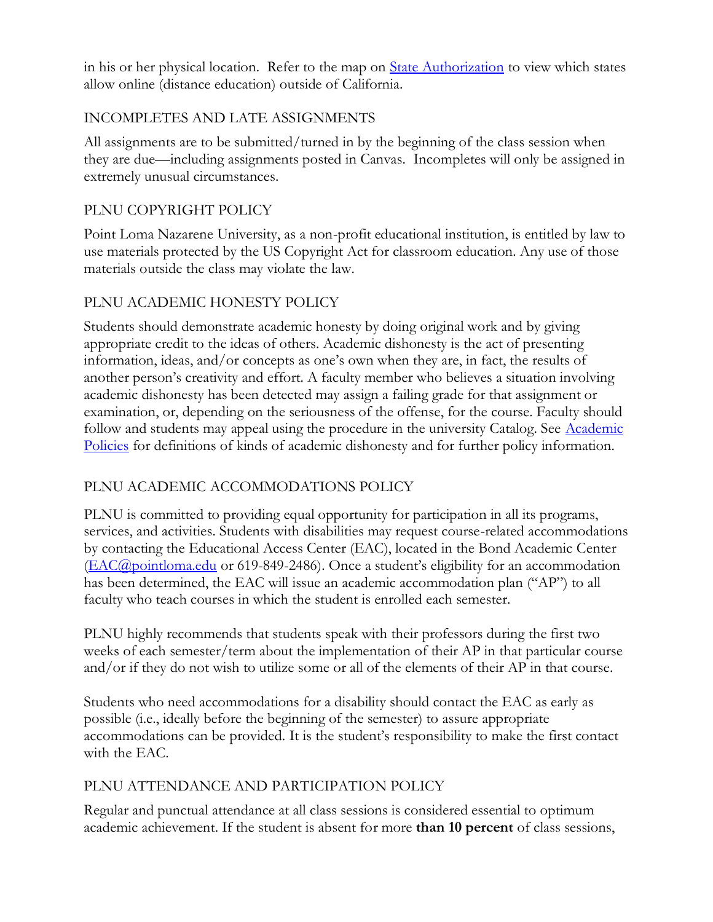in his or her physical location. Refer to the map on [State Authorization](#) to view which states allow online (distance education) outside of California.

## INCOMPLETES AND LATE ASSIGNMENTS

All assignments are to be submitted/turned in by the beginning of the class session when they are due—including assignments posted in Canvas. Incompletes will only be assigned in extremely unusual circumstances.

## PLNU COPYRIGHT POLICY

Point Loma Nazarene University, as a non-profit educational institution, is entitled by law to use materials protected by the US Copyright Act for classroom education. Any use of those materials outside the class may violate the law.

## PLNU ACADEMIC HONESTY POLICY

Students should demonstrate academic honesty by doing original work and by giving appropriate credit to the ideas of others. Academic dishonesty is the act of presenting information, ideas, and/or concepts as one's own when they are, in fact, the results of another person's creativity and effort. A faculty member who believes a situation involving academic dishonesty has been detected may assign a failing grade for that assignment or examination, or, depending on the seriousness of the offense, for the course. Faculty should follow and students may appeal using the procedure in the university Catalog. See [Academic Policies](#) for definitions of kinds of academic dishonesty and for further policy information.

## PLNU ACADEMIC ACCOMMODATIONS POLICY

PLNU is committed to providing equal opportunity for participation in all its programs, services, and activities. Students with disabilities may request course-related accommodations by contacting the Educational Access Center (EAC), located in the Bond Academic Center (EAC@pointloma.edu or 619-849-2486). Once a student's eligibility for an accommodation has been determined, the EAC will issue an academic accommodation plan ("AP") to all faculty who teach courses in which the student is enrolled each semester.

PLNU highly recommends that students speak with their professors during the first two weeks of each semester/term about the implementation of their AP in that particular course and/or if they do not wish to utilize some or all of the elements of their AP in that course.

Students who need accommodations for a disability should contact the EAC as early as possible (i.e., ideally before the beginning of the semester) to assure appropriate accommodations can be provided. It is the student's responsibility to make the first contact with the EAC.

## PLNU ATTENDANCE AND PARTICIPATION POLICY

Regular and punctual attendance at all class sessions is considered essential to optimum academic achievement. If the student is absent for more **than 10 percent** of class sessions,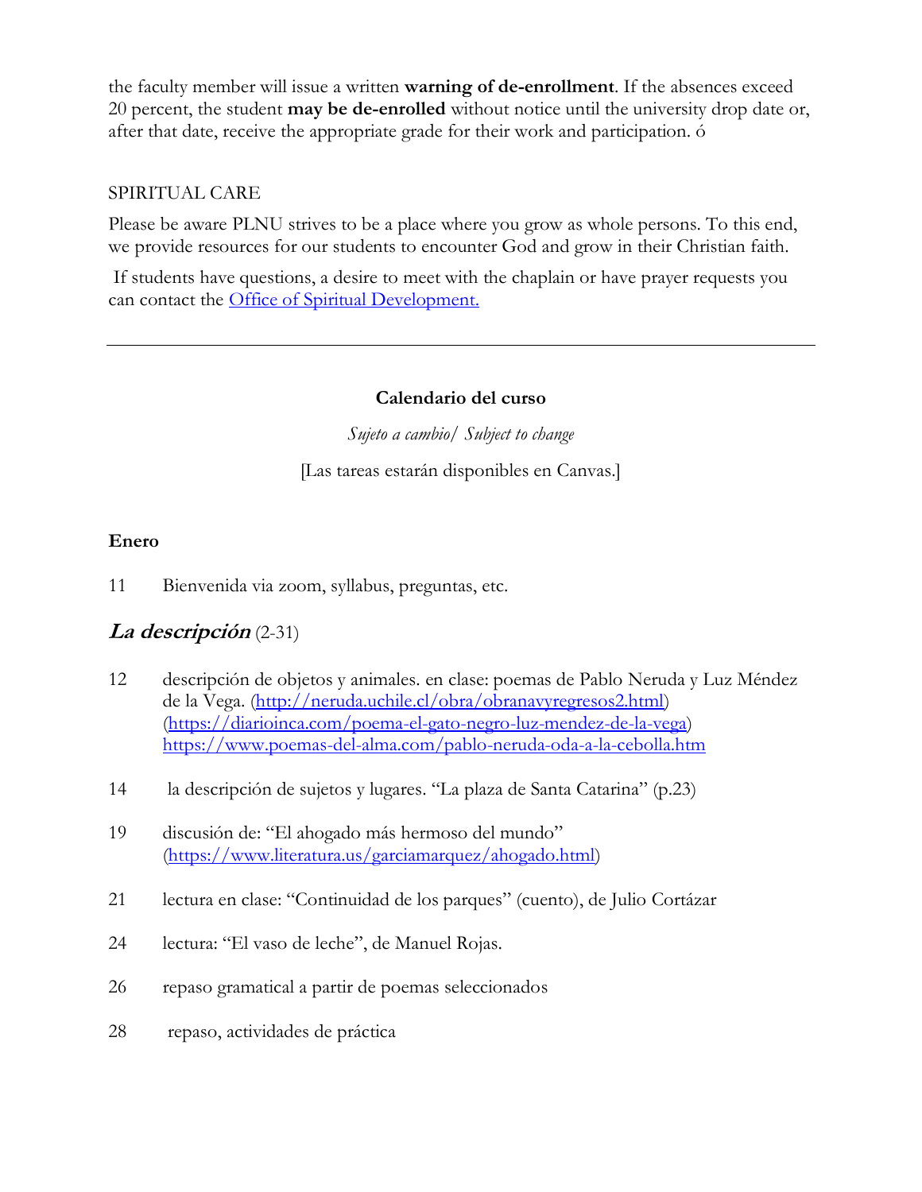the faculty member will issue a written **warning of de-enrollment**. If the absences exceed 20 percent, the student **may be de-enrolled** without notice until the university drop date or, after that date, receive the appropriate grade for their work and participation. ó

SPIRITUAL CARE

Please be aware PLNU strives to be a place where you grow as whole persons. To this end, we provide resources for our students to encounter God and grow in their Christian faith.

If students have questions, a desire to meet with the chaplain or have prayer requests you can contact the [Office of Spiritual Development.](Office of Spiritual Development.)

---

**Calendario del curso**

*Sujeto a cambio/ Subject to change*

[Las tareas estarán disponibles en Canvas.]

**Enero**

11 Bienvenida via zoom, syllabus, preguntas, etc.

## *La descripción* (2-31)

12 descripción de objetos y animales. en clase: poemas de Pablo Neruda y Luz Méndez de la Vega. (http://neruda.uchile.cl/obra/obranavyregresos2.html) (https://diarioinca.com/poema-el-gato-negro-luz-mendez-de-la-vega) https://www.poemas-del-alma.com/pablo-neruda-oda-a-la-cebolla.htm

14 la descripción de sujetos y lugares. "La plaza de Santa Catarina" (p.23)

19 discusión de: "El ahogado más hermoso del mundo" (https://www.literatura.us/garciamarquez/ahogado.html)

21 lectura en clase: "Continuidad de los parques" (cuento), de Julio Cortázar

24 lectura: "El vaso de leche", de Manuel Rojas.

26 repaso gramatical a partir de poemas seleccionados

28 repaso, actividades de práctica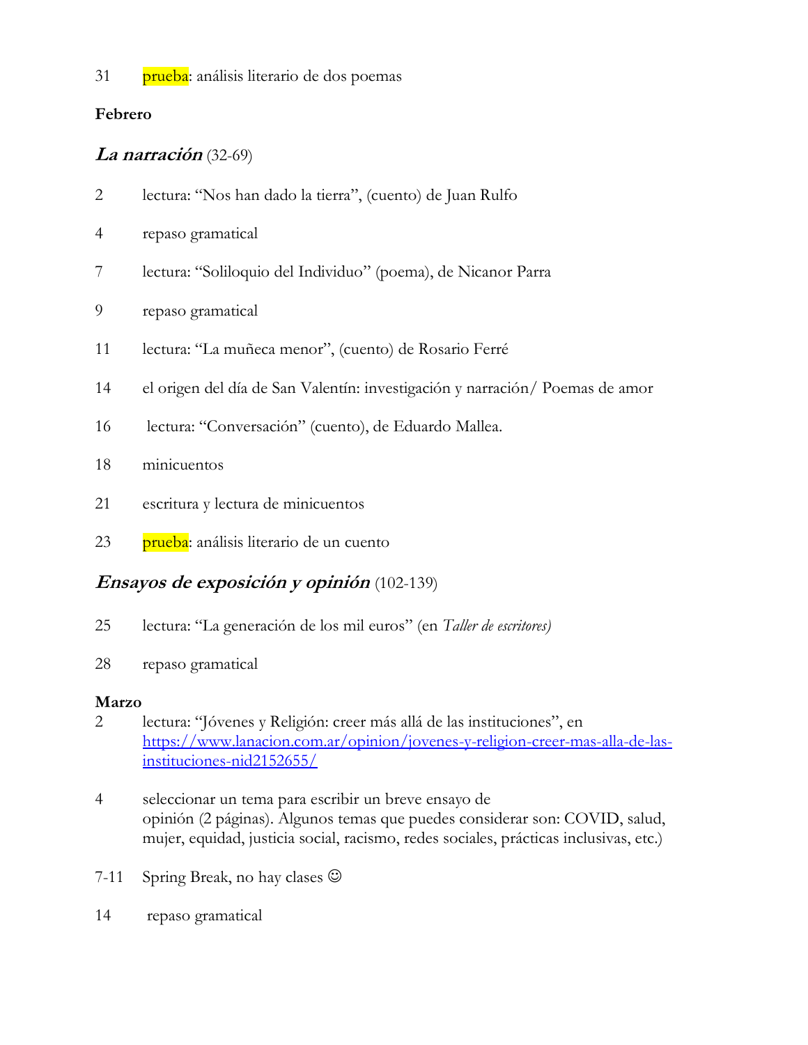31 prueba: análisis literario de dos poemas

**Febrero**

### ***La narración*** (32-69)

2 lectura: "Nos han dado la tierra", (cuento) de Juan Rulfo

4 repaso gramatical

7 lectura: "Soliloquio del Individuo" (poema), de Nicanor Parra

9 repaso gramatical

11 lectura: "La muñeca menor", (cuento) de Rosario Ferré

14 el origen del día de San Valentín: investigación y narración/ Poemas de amor

16 lectura: "Conversación" (cuento), de Eduardo Mallea.

18 minicuentos

21 escritura y lectura de minicuentos

23 prueba: análisis literario de un cuento

### ***Ensayos de exposición y opinión*** (102-139)

25 lectura: "La generación de los mil euros" (en *Taller de escritores)*

28 repaso gramatical

**Marzo**

2 lectura: "Jóvenes y Religión: creer más allá de las instituciones", en https://www.lanacion.com.ar/opinion/jovenes-y-religion-creer-mas-alla-de-las-instituciones-nid2152655/

4 seleccionar un tema para escribir un breve ensayo de opinión (2 páginas). Algunos temas que puedes considerar son: COVID, salud, mujer, equidad, justicia social, racismo, redes sociales, prácticas inclusivas, etc.)

7-11 Spring Break, no hay clases ☺

14 repaso gramatical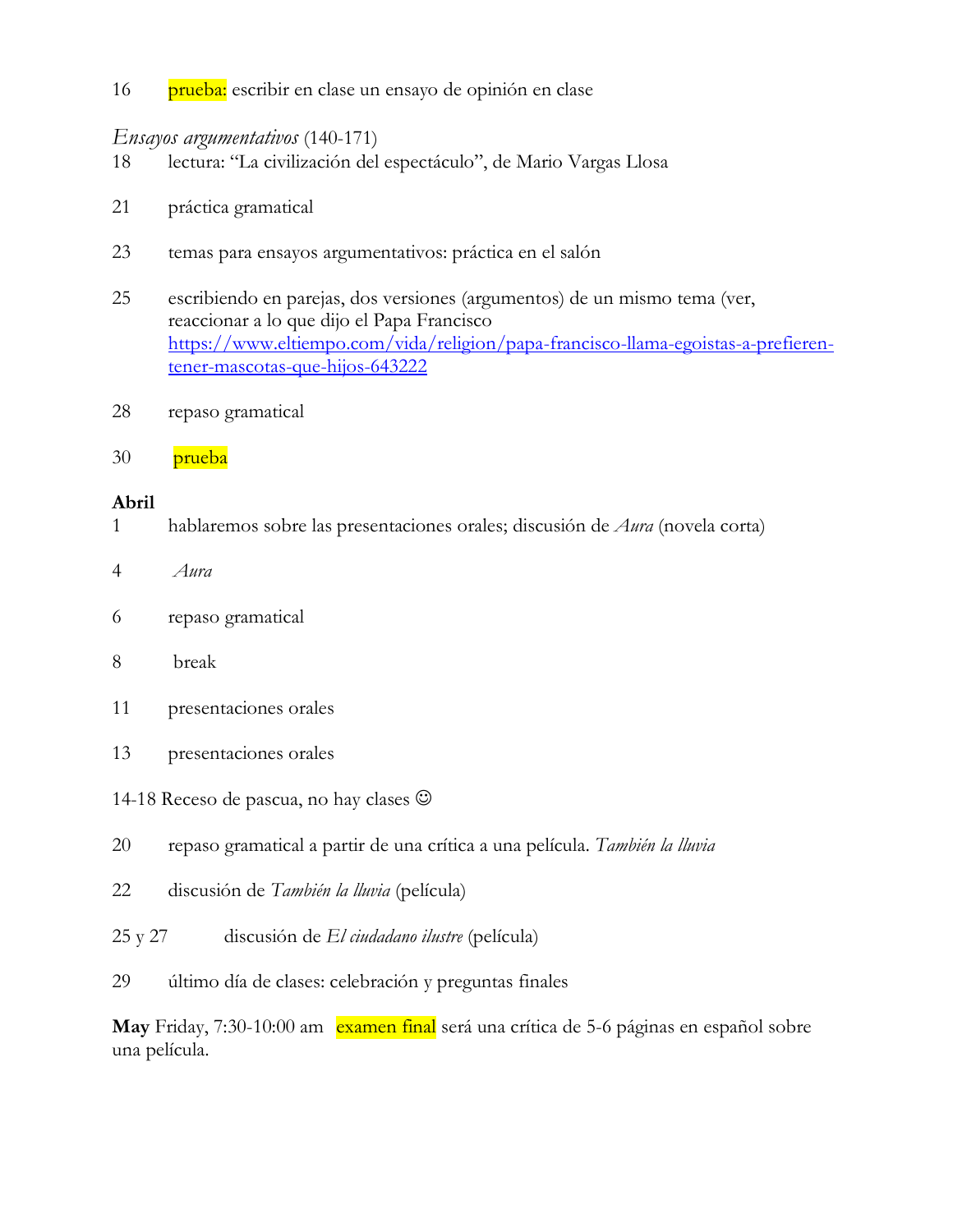16 prueba: escribir en clase un ensayo de opinión en clase

*Ensayos argumentativos* (140-171)

18 lectura: "La civilización del espectáculo", de Mario Vargas Llosa

21 práctica gramatical

23 temas para ensayos argumentativos: práctica en el salón

25 escribiendo en parejas, dos versiones (argumentos) de un mismo tema (ver, reaccionar a lo que dijo el Papa Francisco https://www.eltiempo.com/vida/religion/papa-francisco-llama-egoistas-a-prefieren-tener-mascotas-que-hijos-643222

28 repaso gramatical

30 prueba

**Abril**

1 hablaremos sobre las presentaciones orales; discusión de *Aura* (novela corta)

4 *Aura*

6 repaso gramatical

8 break

11 presentaciones orales

13 presentaciones orales

14-18 Receso de pascua, no hay clases ☺

20 repaso gramatical a partir de una crítica a una película. *También la lluvia*

22 discusión de *También la lluvia* (película)

25 y 27 discusión de *El ciudadano ilustre* (película)

29 último día de clases: celebración y preguntas finales

**May** Friday, 7:30-10:00 am examen final será una crítica de 5-6 páginas en español sobre una película.